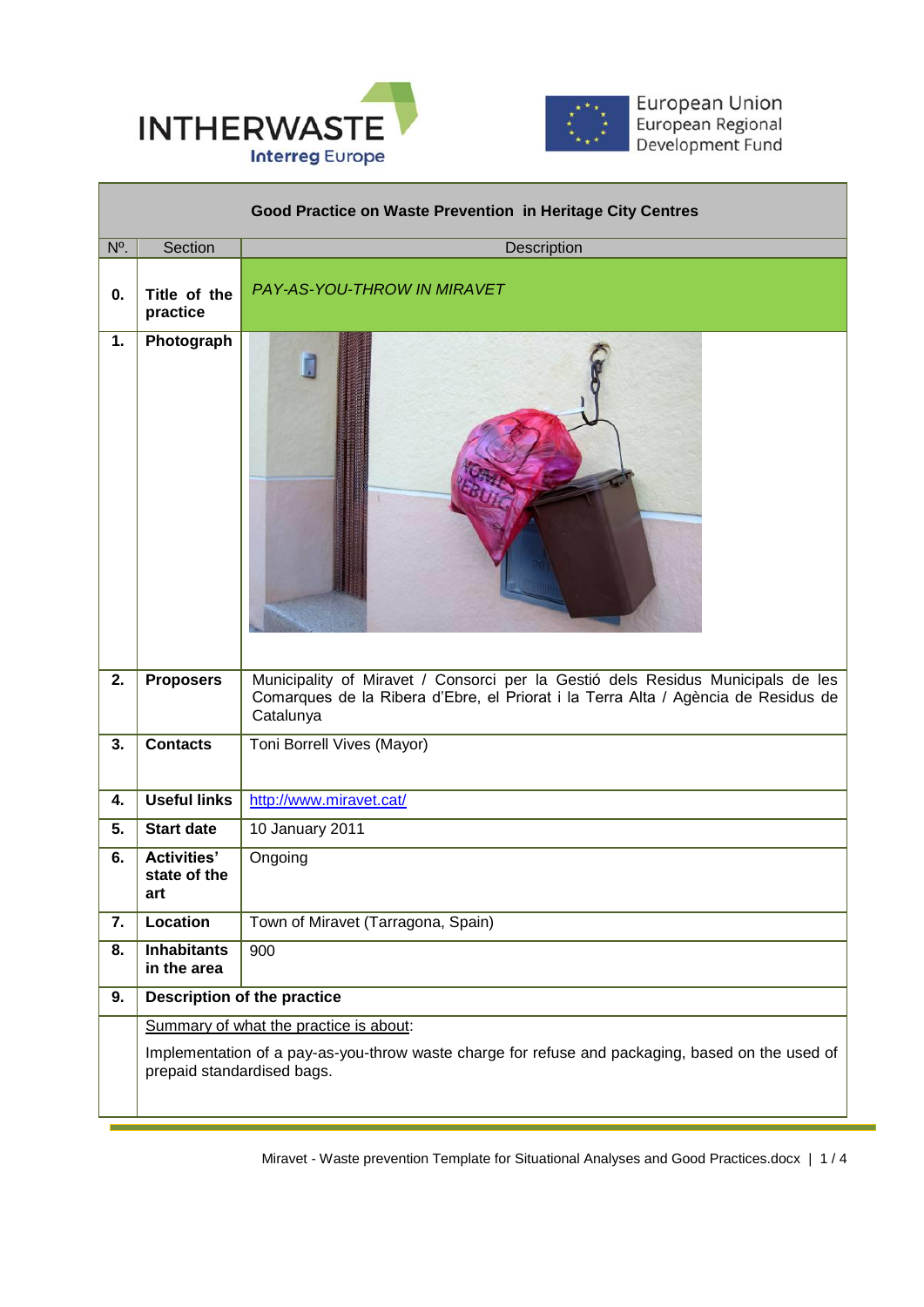INTHERWASTE
Interreg Europe

European Union
European Regional
Development Fund

| Good Practice on Waste Prevention in Heritage City Centres | | |
|---|---|---|
| Nº. | Section | Description |
| **0.** | **Title of the practice** | *PAY-AS-YOU-THROW IN MIRAVET* |
| **1.** | **Photograph** | |
| **2.** | **Proposers** | Municipality of Miravet / Consorci per la Gestió dels Residus Municipals de les Comarques de la Ribera d'Ebre, el Priorat i la Terra Alta / Agència de Residus de Catalunya |
| **3.** | **Contacts** | Toni Borrell Vives (Mayor) |
| **4.** | **Useful links** | http://www.miravet.cat/ |
| **5.** | **Start date** | 10 January 2011 |
| **6.** | **Activities' state of the art** | Ongoing |
| **7.** | **Location** | Town of Miravet (Tarragona, Spain) |
| **8.** | **Inhabitants in the area** | 900 |
| **9.** | **Description of the practice** | |
| | Summary of what the practice is about: Implementation of a pay-as-you-throw waste charge for refuse and packaging, based on the used of prepaid standardised bags. | |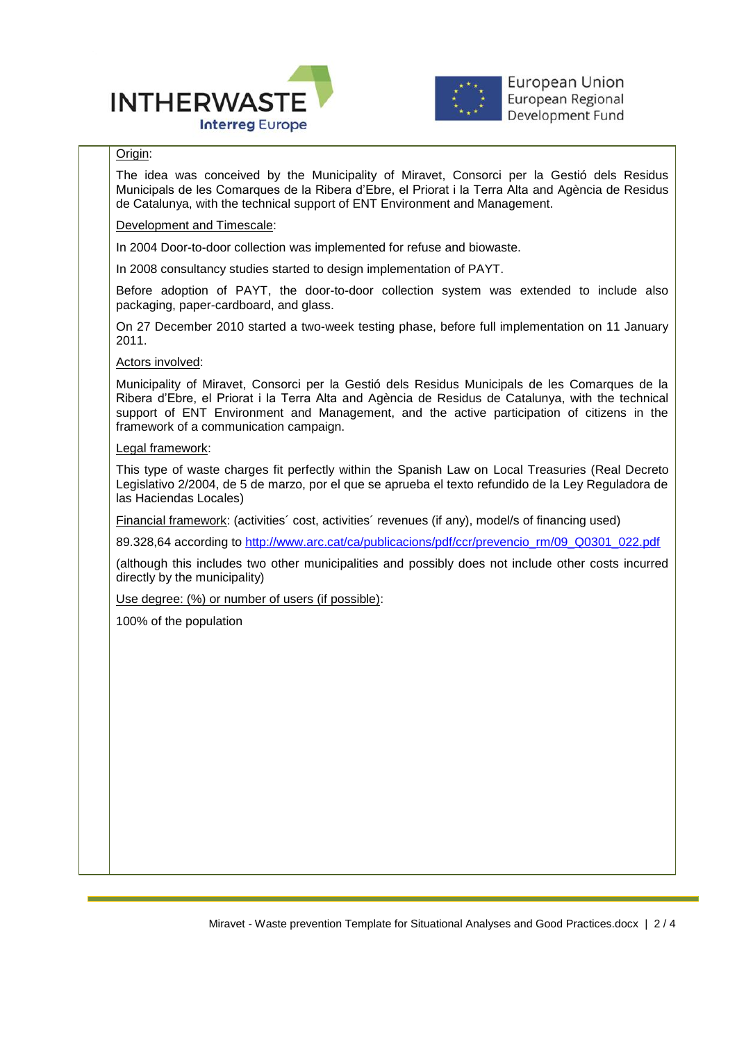Origin:

The idea was conceived by the Municipality of Miravet, Consorci per la Gestió dels Residus Municipals de les Comarques de la Ribera d'Ebre, el Priorat i la Terra Alta and Agència de Residus de Catalunya, with the technical support of ENT Environment and Management.

Development and Timescale:

In 2004 Door-to-door collection was implemented for refuse and biowaste.

In 2008 consultancy studies started to design implementation of PAYT.

Before adoption of PAYT, the door-to-door collection system was extended to include also packaging, paper-cardboard, and glass.

On 27 December 2010 started a two-week testing phase, before full implementation on 11 January 2011.

Actors involved:

Municipality of Miravet, Consorci per la Gestió dels Residus Municipals de les Comarques de la Ribera d'Ebre, el Priorat i la Terra Alta and Agència de Residus de Catalunya, with the technical support of ENT Environment and Management, and the active participation of citizens in the framework of a communication campaign.

Legal framework:

This type of waste charges fit perfectly within the Spanish Law on Local Treasuries (Real Decreto Legislativo 2/2004, de 5 de marzo, por el que se aprueba el texto refundido de la Ley Reguladora de las Haciendas Locales)

Financial framework: (activities´ cost, activities´ revenues (if any), model/s of financing used)

89.328,64 according to http://www.arc.cat/ca/publicacions/pdf/ccr/prevencio_rm/09_Q0301_022.pdf

(although this includes two other municipalities and possibly does not include other costs incurred directly by the municipality)

Use degree: (%) or number of users (if possible):

100% of the population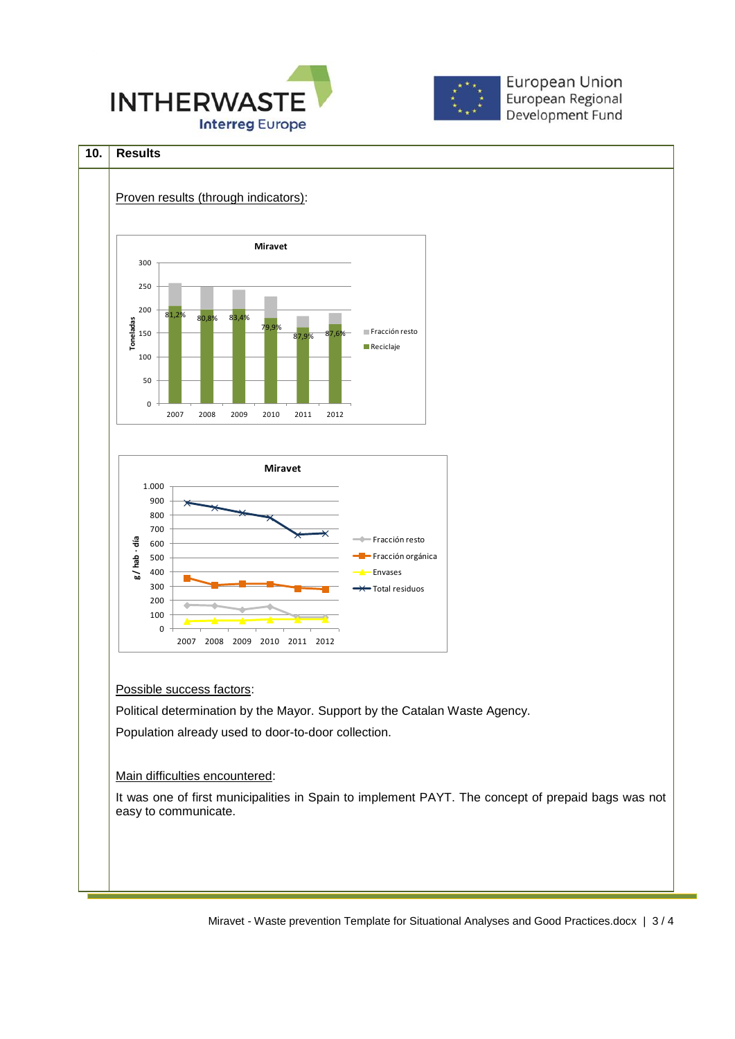## 10. Results

Proven results (through indicators):

Possible success factors:

Political determination by the Mayor. Support by the Catalan Waste Agency.

Population already used to door-to-door collection.

Main difficulties encountered:

It was one of first municipalities in Spain to implement PAYT. The concept of prepaid bags was not easy to communicate.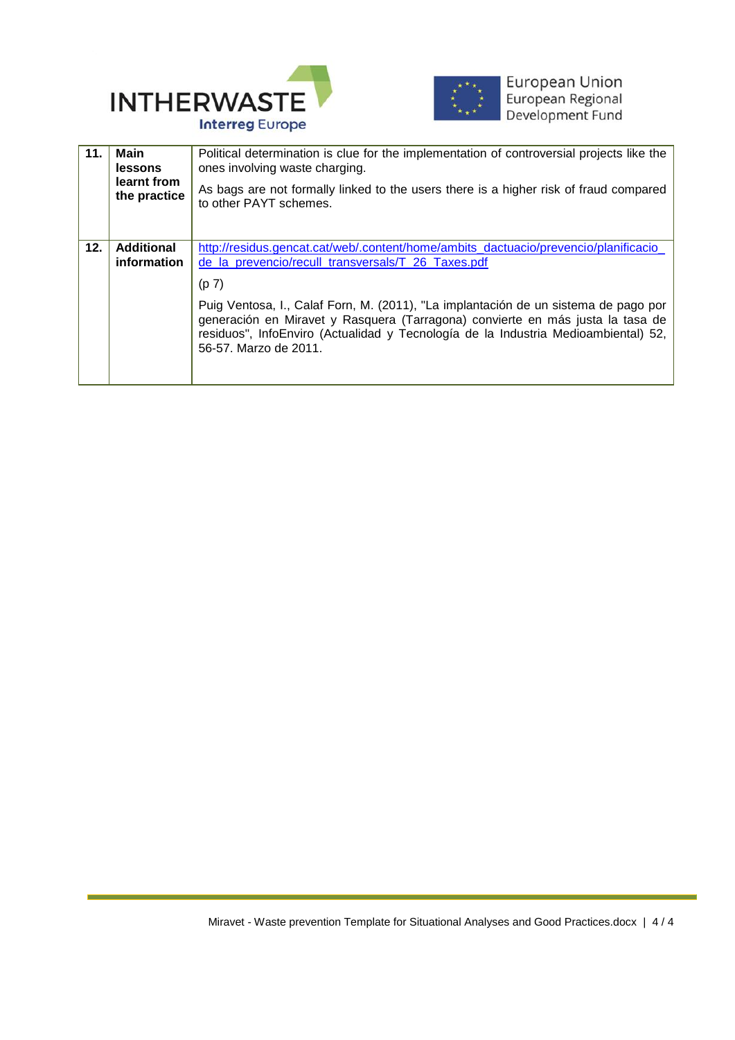| | | |
|---|---|---|
| **11.** | **Main lessons learnt from the practice** | Political determination is clue for the implementation of controversial projects like the ones involving waste charging.<br><br>As bags are not formally linked to the users there is a higher risk of fraud compared to other PAYT schemes. |
| **12.** | **Additional information** | http://residus.gencat.cat/web/.content/home/ambits_dactuacio/prevencio/planificacio_de_la_prevencio/recull_transversals/T_26_Taxes.pdf<br><br>(p 7)<br><br>Puig Ventosa, I., Calaf Forn, M. (2011), "La implantación de un sistema de pago por generación en Miravet y Rasquera (Tarragona) convierte en más justa la tasa de residuos", InfoEnviro (Actualidad y Tecnología de la Industria Medioambiental) 52, 56-57. Marzo de 2011. |